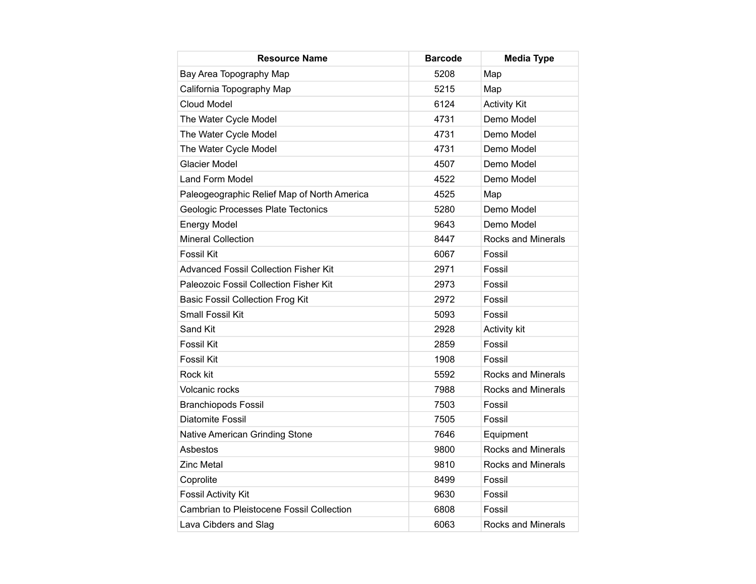| Resource Name | Barcode | Media Type |
| --- | --- | --- |
| Bay Area Topography Map | 5208 | Map |
| California Topography Map | 5215 | Map |
| Cloud Model | 6124 | Activity Kit |
| The Water Cycle Model | 4731 | Demo Model |
| The Water Cycle Model | 4731 | Demo Model |
| The Water Cycle Model | 4731 | Demo Model |
| Glacier Model | 4507 | Demo Model |
| Land Form Model | 4522 | Demo Model |
| Paleogeographic Relief Map of North America | 4525 | Map |
| Geologic Processes Plate Tectonics | 5280 | Demo Model |
| Energy Model | 9643 | Demo Model |
| Mineral Collection | 8447 | Rocks and Minerals |
| Fossil Kit | 6067 | Fossil |
| Advanced Fossil Collection Fisher Kit | 2971 | Fossil |
| Paleozoic Fossil Collection Fisher Kit | 2973 | Fossil |
| Basic Fossil Collection Frog Kit | 2972 | Fossil |
| Small Fossil Kit | 5093 | Fossil |
| Sand Kit | 2928 | Activity kit |
| Fossil Kit | 2859 | Fossil |
| Fossil Kit | 1908 | Fossil |
| Rock kit | 5592 | Rocks and Minerals |
| Volcanic rocks | 7988 | Rocks and Minerals |
| Branchiopods Fossil | 7503 | Fossil |
| Diatomite Fossil | 7505 | Fossil |
| Native American Grinding Stone | 7646 | Equipment |
| Asbestos | 9800 | Rocks and Minerals |
| Zinc Metal | 9810 | Rocks and Minerals |
| Coprolite | 8499 | Fossil |
| Fossil Activity Kit | 9630 | Fossil |
| Cambrian to Pleistocene Fossil Collection | 6808 | Fossil |
| Lava Cibders and Slag | 6063 | Rocks and Minerals |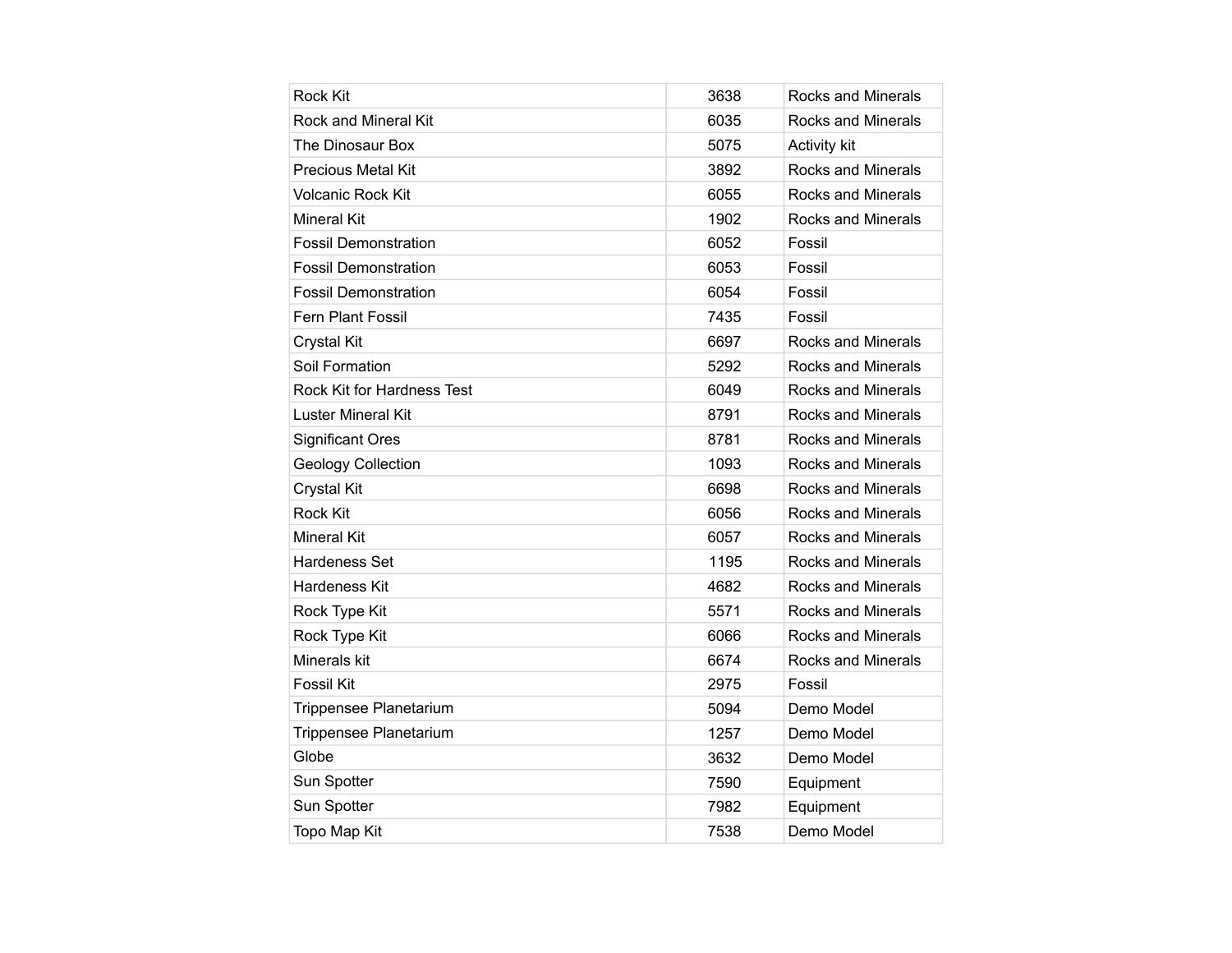| | | |
|---|---|---|
| Rock Kit | 3638 | Rocks and Minerals |
| Rock and Mineral Kit | 6035 | Rocks and Minerals |
| The Dinosaur Box | 5075 | Activity kit |
| Precious Metal Kit | 3892 | Rocks and Minerals |
| Volcanic Rock Kit | 6055 | Rocks and Minerals |
| Mineral Kit | 1902 | Rocks and Minerals |
| Fossil Demonstration | 6052 | Fossil |
| Fossil Demonstration | 6053 | Fossil |
| Fossil Demonstration | 6054 | Fossil |
| Fern Plant Fossil | 7435 | Fossil |
| Crystal Kit | 6697 | Rocks and Minerals |
| Soil Formation | 5292 | Rocks and Minerals |
| Rock Kit for Hardness Test | 6049 | Rocks and Minerals |
| Luster Mineral Kit | 8791 | Rocks and Minerals |
| Significant Ores | 8781 | Rocks and Minerals |
| Geology Collection | 1093 | Rocks and Minerals |
| Crystal Kit | 6698 | Rocks and Minerals |
| Rock Kit | 6056 | Rocks and Minerals |
| Mineral Kit | 6057 | Rocks and Minerals |
| Hardeness Set | 1195 | Rocks and Minerals |
| Hardeness Kit | 4682 | Rocks and Minerals |
| Rock Type Kit | 5571 | Rocks and Minerals |
| Rock Type Kit | 6066 | Rocks and Minerals |
| Minerals kit | 6674 | Rocks and Minerals |
| Fossil Kit | 2975 | Fossil |
| Trippensee Planetarium | 5094 | Demo Model |
| Trippensee Planetarium | 1257 | Demo Model |
| Globe | 3632 | Demo Model |
| Sun Spotter | 7590 | Equipment |
| Sun Spotter | 7982 | Equipment |
| Topo Map Kit | 7538 | Demo Model |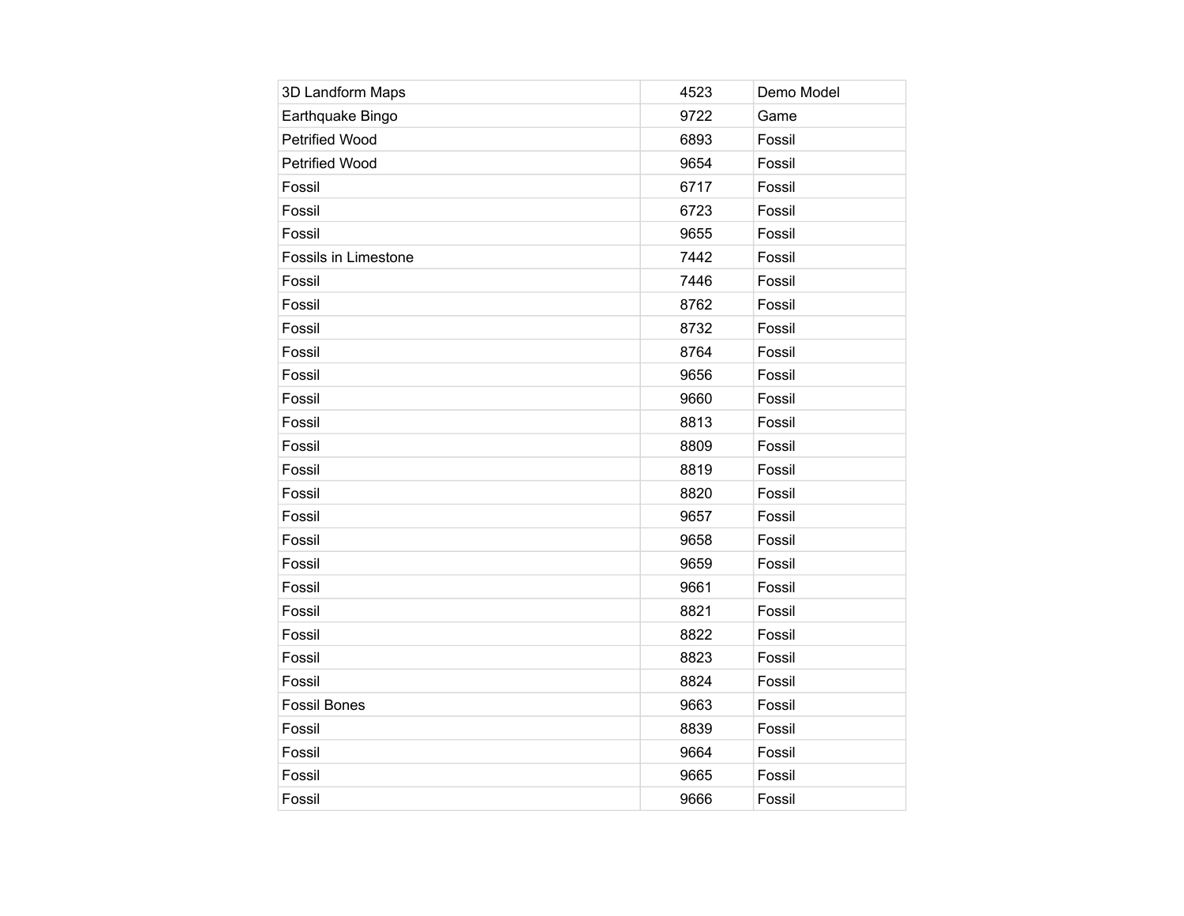| | | |
|---|---|---|
| 3D Landform Maps | 4523 | Demo Model |
| Earthquake Bingo | 9722 | Game |
| Petrified Wood | 6893 | Fossil |
| Petrified Wood | 9654 | Fossil |
| Fossil | 6717 | Fossil |
| Fossil | 6723 | Fossil |
| Fossil | 9655 | Fossil |
| Fossils in Limestone | 7442 | Fossil |
| Fossil | 7446 | Fossil |
| Fossil | 8762 | Fossil |
| Fossil | 8732 | Fossil |
| Fossil | 8764 | Fossil |
| Fossil | 9656 | Fossil |
| Fossil | 9660 | Fossil |
| Fossil | 8813 | Fossil |
| Fossil | 8809 | Fossil |
| Fossil | 8819 | Fossil |
| Fossil | 8820 | Fossil |
| Fossil | 9657 | Fossil |
| Fossil | 9658 | Fossil |
| Fossil | 9659 | Fossil |
| Fossil | 9661 | Fossil |
| Fossil | 8821 | Fossil |
| Fossil | 8822 | Fossil |
| Fossil | 8823 | Fossil |
| Fossil | 8824 | Fossil |
| Fossil Bones | 9663 | Fossil |
| Fossil | 8839 | Fossil |
| Fossil | 9664 | Fossil |
| Fossil | 9665 | Fossil |
| Fossil | 9666 | Fossil |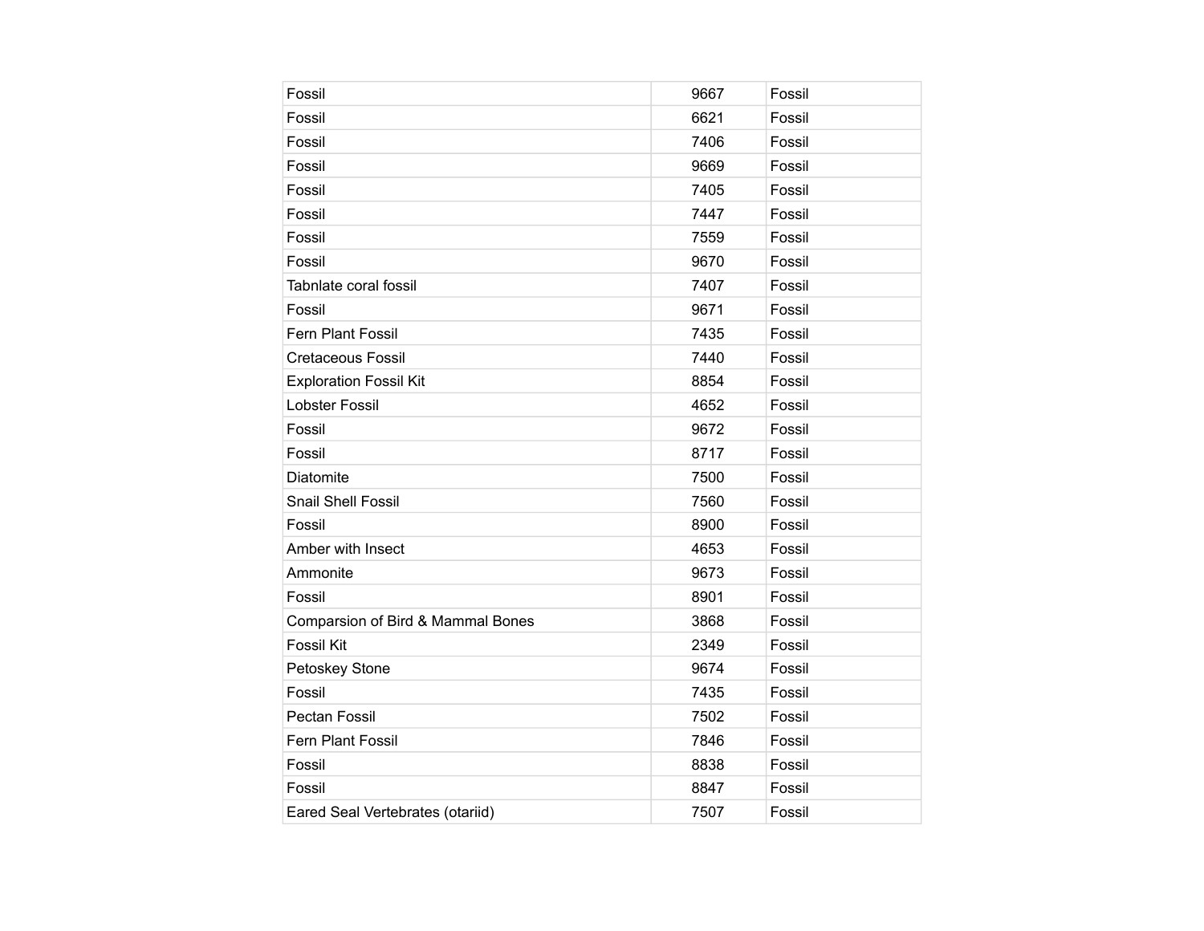| | | |
|---|---|---|
| Fossil | 9667 | Fossil |
| Fossil | 6621 | Fossil |
| Fossil | 7406 | Fossil |
| Fossil | 9669 | Fossil |
| Fossil | 7405 | Fossil |
| Fossil | 7447 | Fossil |
| Fossil | 7559 | Fossil |
| Fossil | 9670 | Fossil |
| Tabnlate coral fossil | 7407 | Fossil |
| Fossil | 9671 | Fossil |
| Fern Plant Fossil | 7435 | Fossil |
| Cretaceous Fossil | 7440 | Fossil |
| Exploration Fossil Kit | 8854 | Fossil |
| Lobster Fossil | 4652 | Fossil |
| Fossil | 9672 | Fossil |
| Fossil | 8717 | Fossil |
| Diatomite | 7500 | Fossil |
| Snail Shell Fossil | 7560 | Fossil |
| Fossil | 8900 | Fossil |
| Amber with Insect | 4653 | Fossil |
| Ammonite | 9673 | Fossil |
| Fossil | 8901 | Fossil |
| Comparsion of Bird & Mammal Bones | 3868 | Fossil |
| Fossil Kit | 2349 | Fossil |
| Petoskey Stone | 9674 | Fossil |
| Fossil | 7435 | Fossil |
| Pectan Fossil | 7502 | Fossil |
| Fern Plant Fossil | 7846 | Fossil |
| Fossil | 8838 | Fossil |
| Fossil | 8847 | Fossil |
| Eared Seal Vertebrates (otariid) | 7507 | Fossil |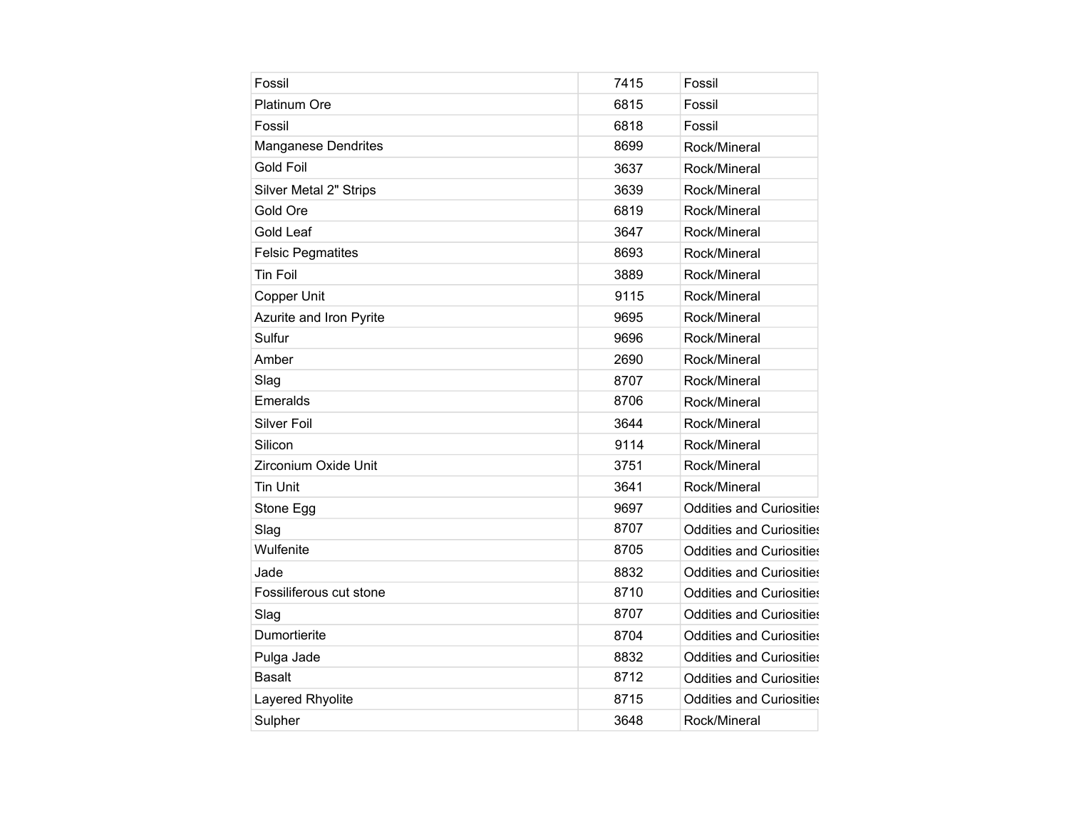| | | |
|---|---|---|
| Fossil | 7415 | Fossil |
| Platinum Ore | 6815 | Fossil |
| Fossil | 6818 | Fossil |
| Manganese Dendrites | 8699 | Rock/Mineral |
| Gold Foil | 3637 | Rock/Mineral |
| Silver Metal 2" Strips | 3639 | Rock/Mineral |
| Gold Ore | 6819 | Rock/Mineral |
| Gold Leaf | 3647 | Rock/Mineral |
| Felsic Pegmatites | 8693 | Rock/Mineral |
| Tin Foil | 3889 | Rock/Mineral |
| Copper Unit | 9115 | Rock/Mineral |
| Azurite and Iron Pyrite | 9695 | Rock/Mineral |
| Sulfur | 9696 | Rock/Mineral |
| Amber | 2690 | Rock/Mineral |
| Slag | 8707 | Rock/Mineral |
| Emeralds | 8706 | Rock/Mineral |
| Silver Foil | 3644 | Rock/Mineral |
| Silicon | 9114 | Rock/Mineral |
| Zirconium Oxide Unit | 3751 | Rock/Mineral |
| Tin Unit | 3641 | Rock/Mineral |
| Stone Egg | 9697 | Oddities and Curiosities |
| Slag | 8707 | Oddities and Curiosities |
| Wulfenite | 8705 | Oddities and Curiosities |
| Jade | 8832 | Oddities and Curiosities |
| Fossiliferous cut stone | 8710 | Oddities and Curiosities |
| Slag | 8707 | Oddities and Curiosities |
| Dumortierite | 8704 | Oddities and Curiosities |
| Pulga Jade | 8832 | Oddities and Curiosities |
| Basalt | 8712 | Oddities and Curiosities |
| Layered Rhyolite | 8715 | Oddities and Curiosities |
| Sulpher | 3648 | Rock/Mineral |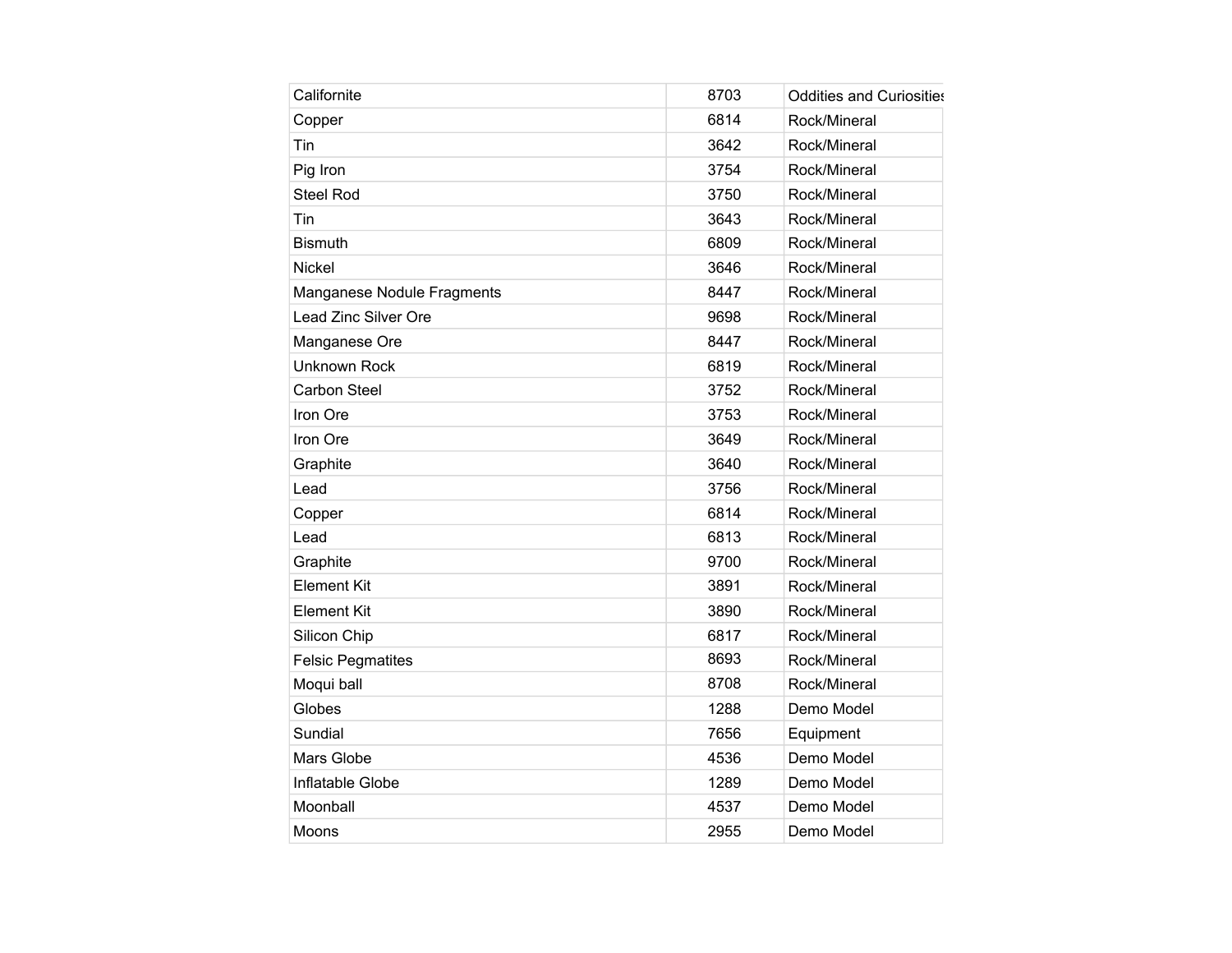| | | |
|---|---|---|
| Californite | 8703 | Oddities and Curiosities |
| Copper | 6814 | Rock/Mineral |
| Tin | 3642 | Rock/Mineral |
| Pig Iron | 3754 | Rock/Mineral |
| Steel Rod | 3750 | Rock/Mineral |
| Tin | 3643 | Rock/Mineral |
| Bismuth | 6809 | Rock/Mineral |
| Nickel | 3646 | Rock/Mineral |
| Manganese Nodule Fragments | 8447 | Rock/Mineral |
| Lead Zinc Silver Ore | 9698 | Rock/Mineral |
| Manganese Ore | 8447 | Rock/Mineral |
| Unknown Rock | 6819 | Rock/Mineral |
| Carbon Steel | 3752 | Rock/Mineral |
| Iron Ore | 3753 | Rock/Mineral |
| Iron Ore | 3649 | Rock/Mineral |
| Graphite | 3640 | Rock/Mineral |
| Lead | 3756 | Rock/Mineral |
| Copper | 6814 | Rock/Mineral |
| Lead | 6813 | Rock/Mineral |
| Graphite | 9700 | Rock/Mineral |
| Element Kit | 3891 | Rock/Mineral |
| Element Kit | 3890 | Rock/Mineral |
| Silicon Chip | 6817 | Rock/Mineral |
| Felsic Pegmatites | 8693 | Rock/Mineral |
| Moqui ball | 8708 | Rock/Mineral |
| Globes | 1288 | Demo Model |
| Sundial | 7656 | Equipment |
| Mars Globe | 4536 | Demo Model |
| Inflatable Globe | 1289 | Demo Model |
| Moonball | 4537 | Demo Model |
| Moons | 2955 | Demo Model |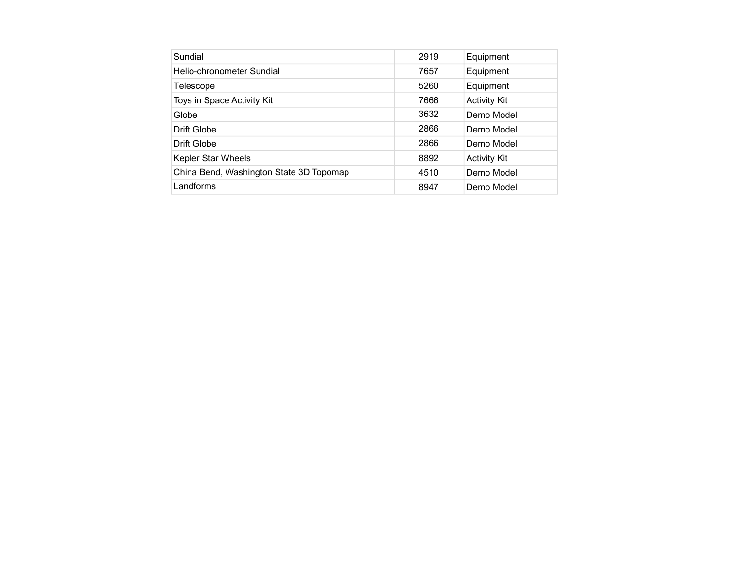| | | |
|---|---|---|
| Sundial | 2919 | Equipment |
| Helio-chronometer Sundial | 7657 | Equipment |
| Telescope | 5260 | Equipment |
| Toys in Space Activity Kit | 7666 | Activity Kit |
| Globe | 3632 | Demo Model |
| Drift Globe | 2866 | Demo Model |
| Drift Globe | 2866 | Demo Model |
| Kepler Star Wheels | 8892 | Activity Kit |
| China Bend, Washington State 3D Topomap | 4510 | Demo Model |
| Landforms | 8947 | Demo Model |